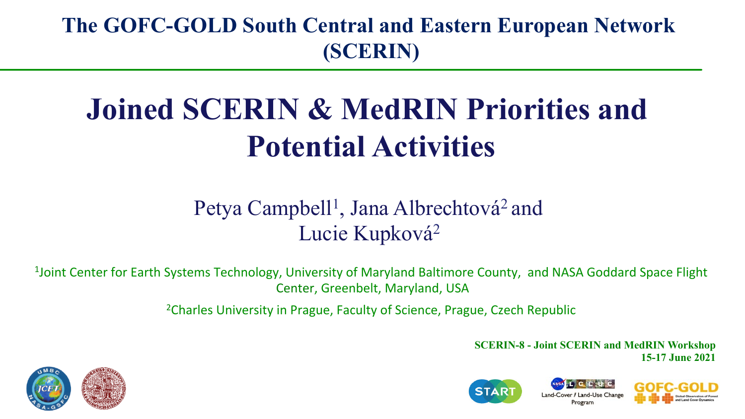**The GOFC-GOLD South Central and Eastern European Network (SCERIN)**

# Joined SCERIN & MedRIN Priorities and Potential Activities

Petya Campbell[1], Jana Albrechtová[2] and Lucie Kupková[2]

[1]Joint Center for Earth Systems Technology, University of Maryland Baltimore County, and NASA Goddard Space Flight Center, Greenbelt, Maryland, USA

[2]Charles University in Prague, Faculty of Science, Prague, Czech Republic

**SCERIN-8 - Joint SCERIN and MedRIN Workshop**
**15-17 June 2021**

Land-Cover / Land-Use Change Program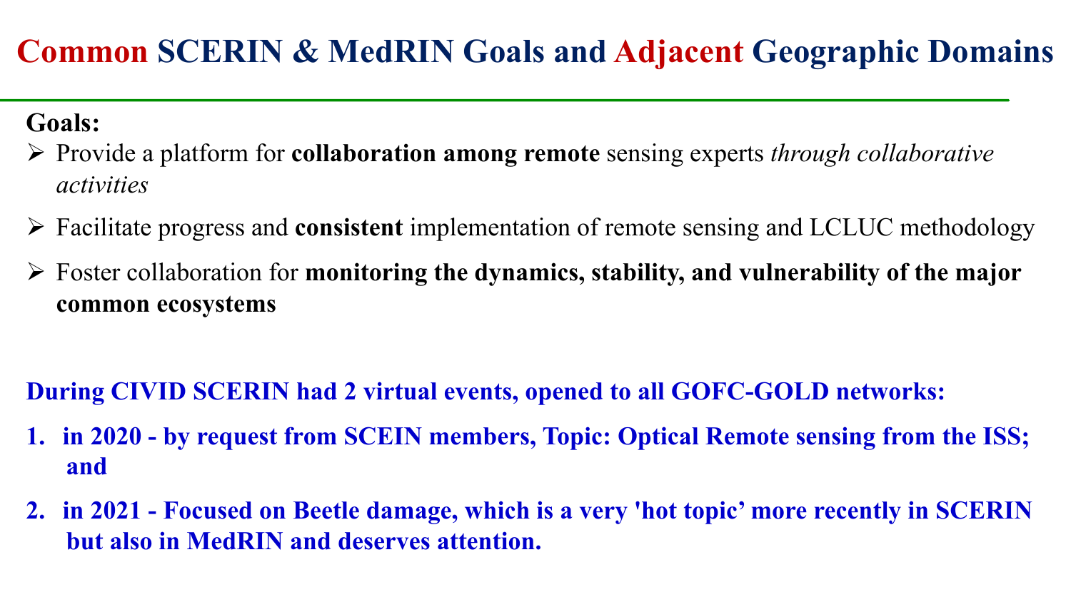# Common SCERIN & MedRIN Goals and Adjacent Geographic Domains

**Goals:**

- Provide a platform for **collaboration among remote** sensing experts *through collaborative activities*
- Facilitate progress and **consistent** implementation of remote sensing and LCLUC methodology
- Foster collaboration for **monitoring the dynamics, stability, and vulnerability of the major common ecosystems**

**During CIVID SCERIN had 2 virtual events, opened to all GOFC-GOLD networks:**

1. **in 2020 - by request from SCEIN members, Topic: Optical Remote sensing from the ISS; and**
2. **in 2021 - Focused on Beetle damage, which is a very 'hot topic' more recently in SCERIN but also in MedRIN and deserves attention.**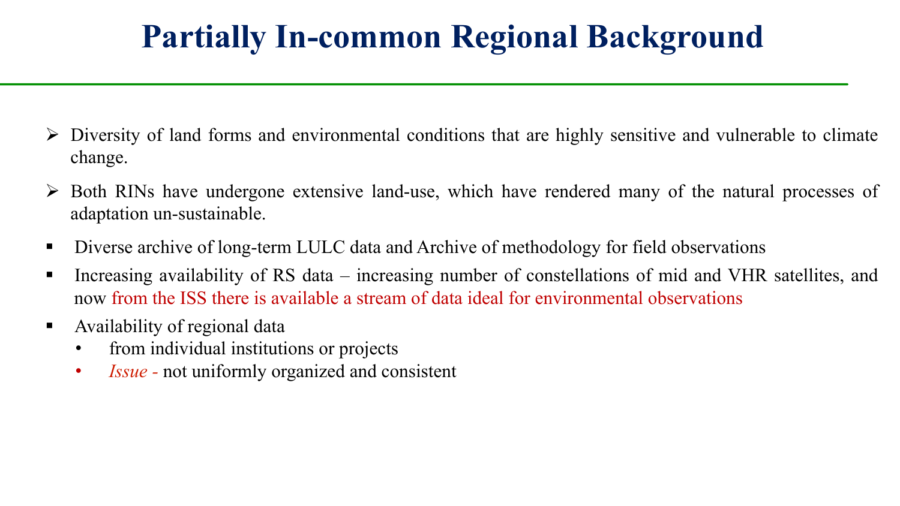# Partially In-common Regional Background

- Diversity of land forms and environmental conditions that are highly sensitive and vulnerable to climate change.
- Both RINs have undergone extensive land-use, which have rendered many of the natural processes of adaptation un-sustainable.

- Diverse archive of long-term LULC data and Archive of methodology for field observations
- Increasing availability of RS data – increasing number of constellations of mid and VHR satellites, and now from the ISS there is available a stream of data ideal for environmental observations
- Availability of regional data
  - from individual institutions or projects
  - *Issue* - not uniformly organized and consistent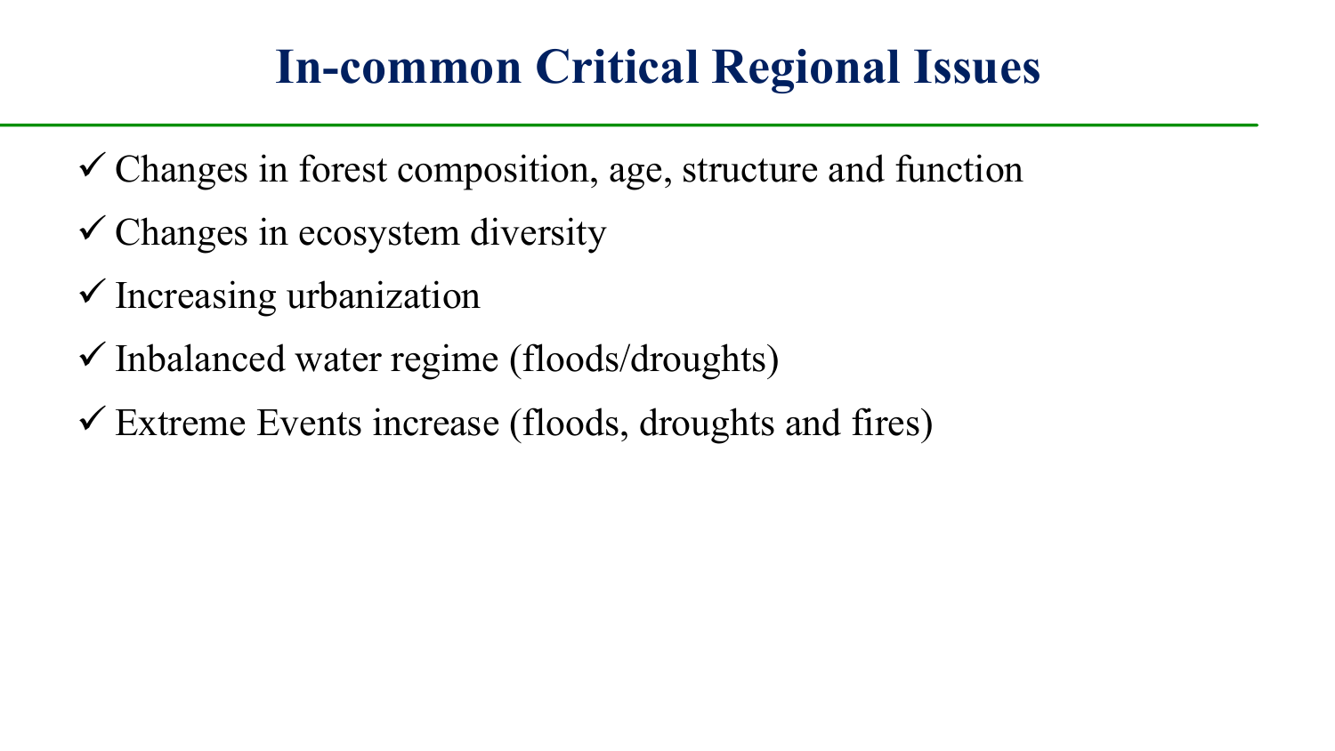# In-common Critical Regional Issues

- ✓ Changes in forest composition, age, structure and function
- ✓ Changes in ecosystem diversity
- ✓ Increasing urbanization
- ✓ Inbalanced water regime (floods/droughts)
- ✓ Extreme Events increase (floods, droughts and fires)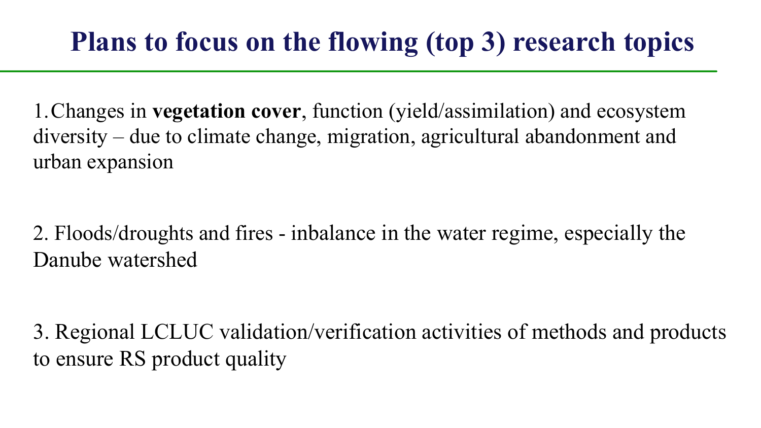# Plans to focus on the flowing (top 3) research topics

1. Changes in **vegetation cover**, function (yield/assimilation) and ecosystem diversity – due to climate change, migration, agricultural abandonment and urban expansion

2. Floods/droughts and fires - inbalance in the water regime, especially the Danube watershed

3. Regional LCLUC validation/verification activities of methods and products to ensure RS product quality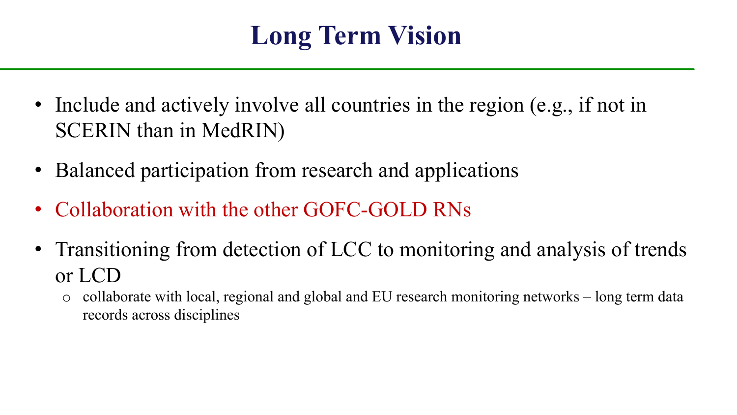# Long Term Vision

- Include and actively involve all countries in the region (e.g., if not in SCERIN than in MedRIN)
- Balanced participation from research and applications
- Collaboration with the other GOFC-GOLD RNs
- Transitioning from detection of LCC to monitoring and analysis of trends or LCD
  - collaborate with local, regional and global and EU research monitoring networks – long term data records across disciplines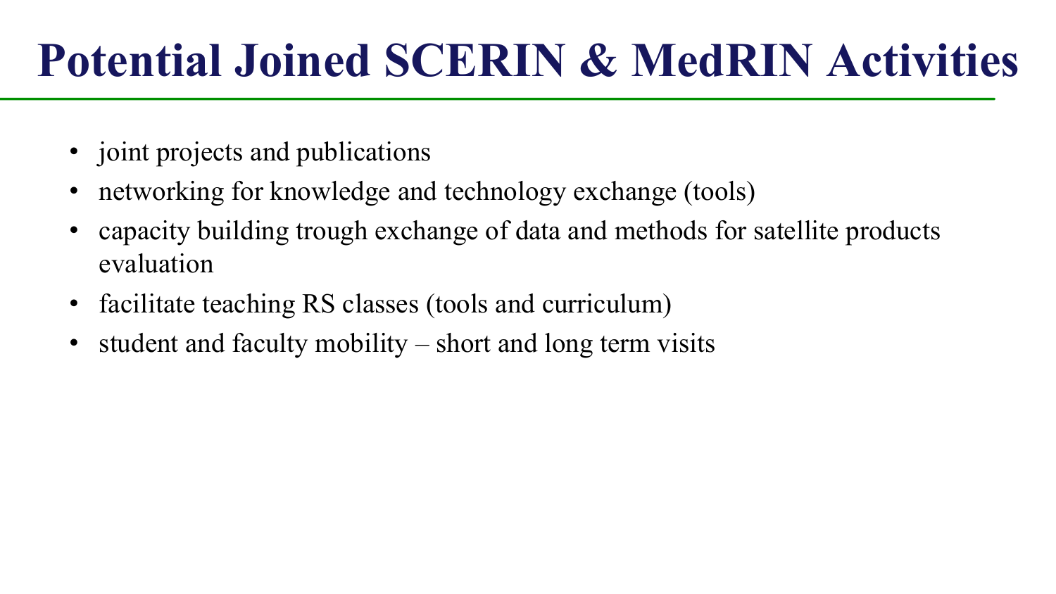# Potential Joined SCERIN & MedRIN Activities

- joint projects and publications
- networking for knowledge and technology exchange (tools)
- capacity building trough exchange of data and methods for satellite products evaluation
- facilitate teaching RS classes (tools and curriculum)
- student and faculty mobility – short and long term visits